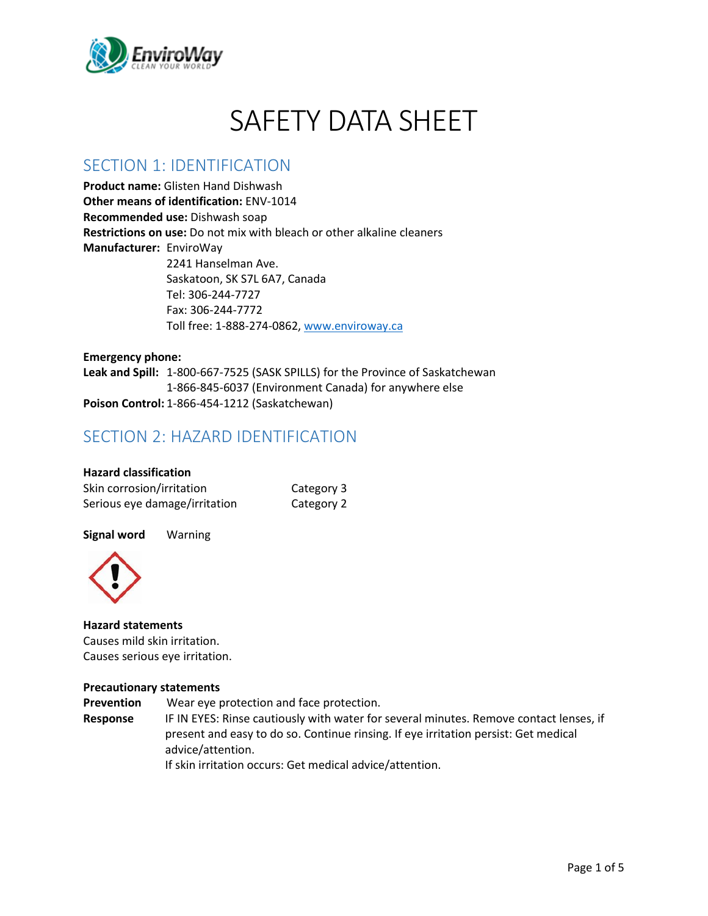# SAFETY DATA SHEET

## SECTION 1: IDENTIFICATION

**Product name:** Glisten Hand Dishwash
**Other means of identification:** ENV-1014
**Recommended use:** Dishwash soap
**Restrictions on use:** Do not mix with bleach or other alkaline cleaners
**Manufacturer:** EnviroWay
2241 Hanselman Ave.
Saskatoon, SK S7L 6A7, Canada
Tel: 306-244-7727
Fax: 306-244-7772
Toll free: 1-888-274-0862, www.enviroway.ca

**Emergency phone:**
**Leak and Spill:** 1-800-667-7525 (SASK SPILLS) for the Province of Saskatchewan
1-866-845-6037 (Environment Canada) for anywhere else
**Poison Control:** 1-866-454-1212 (Saskatchewan)

## SECTION 2: HAZARD IDENTIFICATION

**Hazard classification**

| | |
|---|---|
| Skin corrosion/irritation | Category 3 |
| Serious eye damage/irritation | Category 2 |

**Signal word** Warning

**Hazard statements**
Causes mild skin irritation.
Causes serious eye irritation.

**Precautionary statements**
**Prevention** Wear eye protection and face protection.
**Response** IF IN EYES: Rinse cautiously with water for several minutes. Remove contact lenses, if present and easy to do so. Continue rinsing. If eye irritation persist: Get medical advice/attention.
If skin irritation occurs: Get medical advice/attention.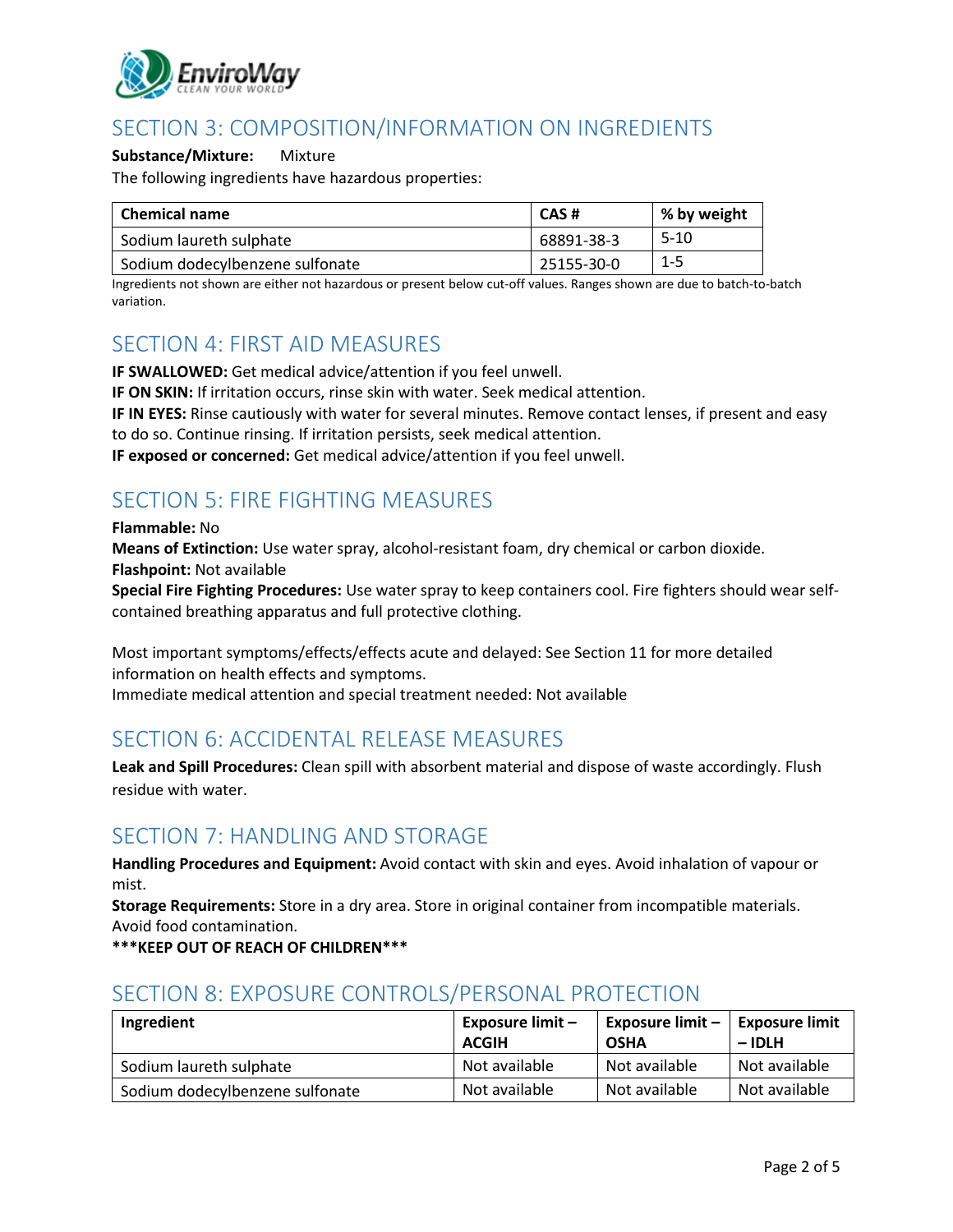## SECTION 3: COMPOSITION/INFORMATION ON INGREDIENTS

**Substance/Mixture:** Mixture

The following ingredients have hazardous properties:

| Chemical name | CAS # | % by weight |
|---|---|---|
| Sodium laureth sulphate | 68891-38-3 | 5-10 |
| Sodium dodecylbenzene sulfonate | 25155-30-0 | 1-5 |

Ingredients not shown are either not hazardous or present below cut-off values. Ranges shown are due to batch-to-batch variation.

## SECTION 4: FIRST AID MEASURES

**IF SWALLOWED:** Get medical advice/attention if you feel unwell.

**IF ON SKIN:** If irritation occurs, rinse skin with water. Seek medical attention.

**IF IN EYES:** Rinse cautiously with water for several minutes. Remove contact lenses, if present and easy to do so. Continue rinsing. If irritation persists, seek medical attention.

**IF exposed or concerned:** Get medical advice/attention if you feel unwell.

## SECTION 5: FIRE FIGHTING MEASURES

**Flammable:** No

**Means of Extinction:** Use water spray, alcohol-resistant foam, dry chemical or carbon dioxide.

**Flashpoint:** Not available

**Special Fire Fighting Procedures:** Use water spray to keep containers cool. Fire fighters should wear self-contained breathing apparatus and full protective clothing.

Most important symptoms/effects/effects acute and delayed: See Section 11 for more detailed information on health effects and symptoms.

Immediate medical attention and special treatment needed: Not available

## SECTION 6: ACCIDENTAL RELEASE MEASURES

**Leak and Spill Procedures:** Clean spill with absorbent material and dispose of waste accordingly. Flush residue with water.

## SECTION 7: HANDLING AND STORAGE

**Handling Procedures and Equipment:** Avoid contact with skin and eyes. Avoid inhalation of vapour or mist.

**Storage Requirements:** Store in a dry area. Store in original container from incompatible materials. Avoid food contamination.

*****KEEP OUT OF REACH OF CHILDREN*****

## SECTION 8: EXPOSURE CONTROLS/PERSONAL PROTECTION

| Ingredient | Exposure limit – ACGIH | Exposure limit – OSHA | Exposure limit – IDLH |
|---|---|---|---|
| Sodium laureth sulphate | Not available | Not available | Not available |
| Sodium dodecylbenzene sulfonate | Not available | Not available | Not available |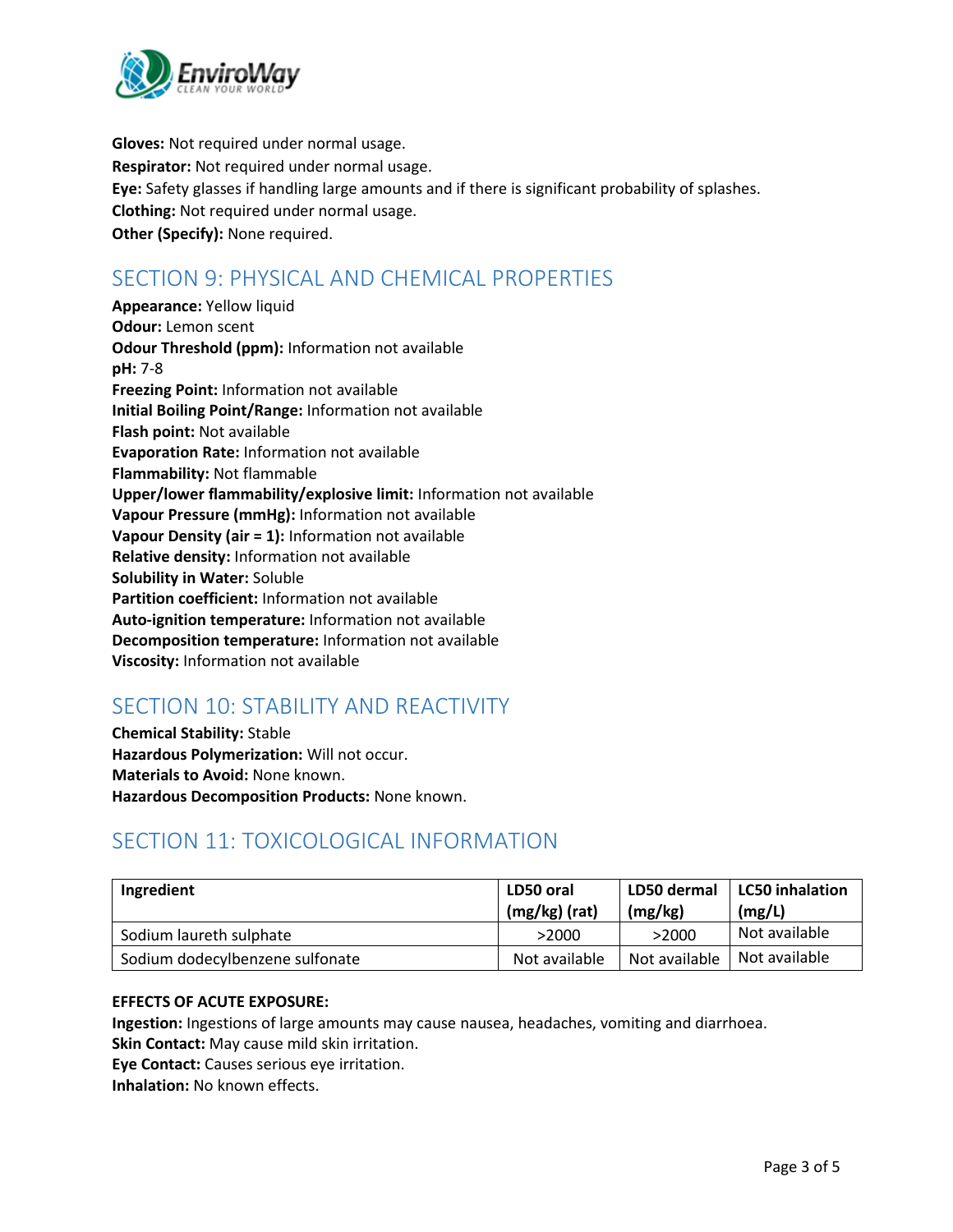**Gloves:** Not required under normal usage.
**Respirator:** Not required under normal usage.
**Eye:** Safety glasses if handling large amounts and if there is significant probability of splashes.
**Clothing:** Not required under normal usage.
**Other (Specify):** None required.

## SECTION 9: PHYSICAL AND CHEMICAL PROPERTIES

**Appearance:** Yellow liquid
**Odour:** Lemon scent
**Odour Threshold (ppm):** Information not available
**pH:** 7-8
**Freezing Point:** Information not available
**Initial Boiling Point/Range:** Information not available
**Flash point:** Not available
**Evaporation Rate:** Information not available
**Flammability:** Not flammable
**Upper/lower flammability/explosive limit:** Information not available
**Vapour Pressure (mmHg):** Information not available
**Vapour Density (air = 1):** Information not available
**Relative density:** Information not available
**Solubility in Water:** Soluble
**Partition coefficient:** Information not available
**Auto-ignition temperature:** Information not available
**Decomposition temperature:** Information not available
**Viscosity:** Information not available

## SECTION 10: STABILITY AND REACTIVITY

**Chemical Stability:** Stable
**Hazardous Polymerization:** Will not occur.
**Materials to Avoid:** None known.
**Hazardous Decomposition Products:** None known.

## SECTION 11: TOXICOLOGICAL INFORMATION

| Ingredient | LD50 oral (mg/kg) (rat) | LD50 dermal (mg/kg) | LC50 inhalation (mg/L) |
|---|---|---|---|
| Sodium laureth sulphate | >2000 | >2000 | Not available |
| Sodium dodecylbenzene sulfonate | Not available | Not available | Not available |

**EFFECTS OF ACUTE EXPOSURE:**
**Ingestion:** Ingestions of large amounts may cause nausea, headaches, vomiting and diarrhoea.
**Skin Contact:** May cause mild skin irritation.
**Eye Contact:** Causes serious eye irritation.
**Inhalation:** No known effects.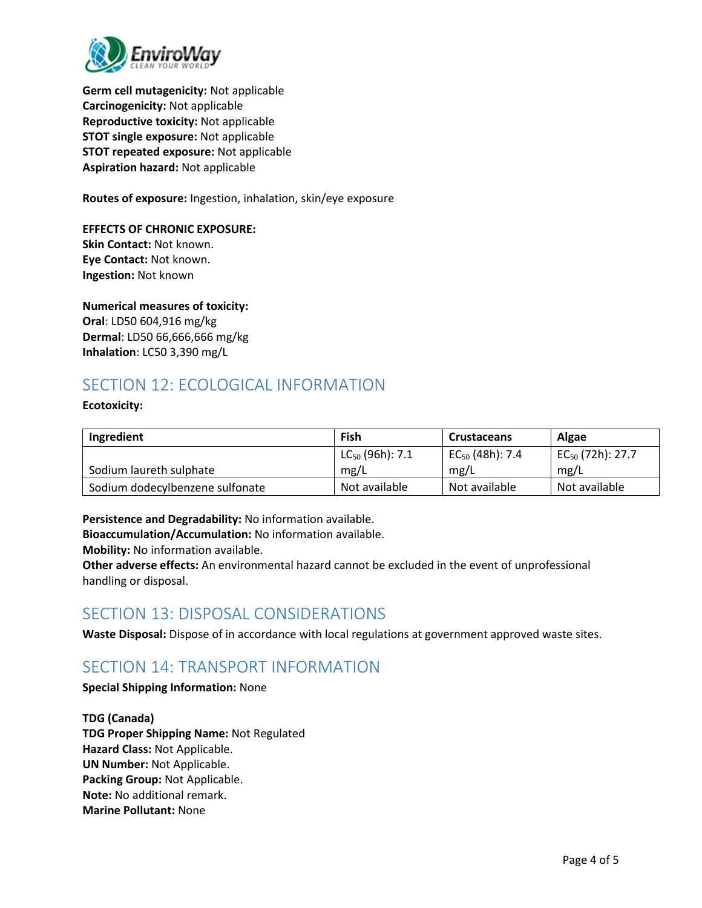**Germ cell mutagenicity:** Not applicable
**Carcinogenicity:** Not applicable
**Reproductive toxicity:** Not applicable
**STOT single exposure:** Not applicable
**STOT repeated exposure:** Not applicable
**Aspiration hazard:** Not applicable

**Routes of exposure:** Ingestion, inhalation, skin/eye exposure

**EFFECTS OF CHRONIC EXPOSURE:**
**Skin Contact:** Not known.
**Eye Contact:** Not known.
**Ingestion:** Not known

**Numerical measures of toxicity:**
**Oral**: LD50 604,916 mg/kg
**Dermal**: LD50 66,666,666 mg/kg
**Inhalation**: LC50 3,390 mg/L

## SECTION 12: ECOLOGICAL INFORMATION

**Ecotoxicity:**

| Ingredient | Fish | Crustaceans | Algae |
|---|---|---|---|
| Sodium laureth sulphate | $LC_{50}$ (96h): 7.1 mg/L | $EC_{50}$ (48h): 7.4 mg/L | $EC_{50}$ (72h): 27.7 mg/L |
| Sodium dodecylbenzene sulfonate | Not available | Not available | Not available |

**Persistence and Degradability:** No information available.
**Bioaccumulation/Accumulation:** No information available.
**Mobility:** No information available.
**Other adverse effects:** An environmental hazard cannot be excluded in the event of unprofessional handling or disposal.

## SECTION 13: DISPOSAL CONSIDERATIONS

**Waste Disposal:** Dispose of in accordance with local regulations at government approved waste sites.

## SECTION 14: TRANSPORT INFORMATION

**Special Shipping Information:** None

**TDG (Canada)**
**TDG Proper Shipping Name:** Not Regulated
**Hazard Class:** Not Applicable.
**UN Number:** Not Applicable.
**Packing Group:** Not Applicable.
**Note:** No additional remark.
**Marine Pollutant:** None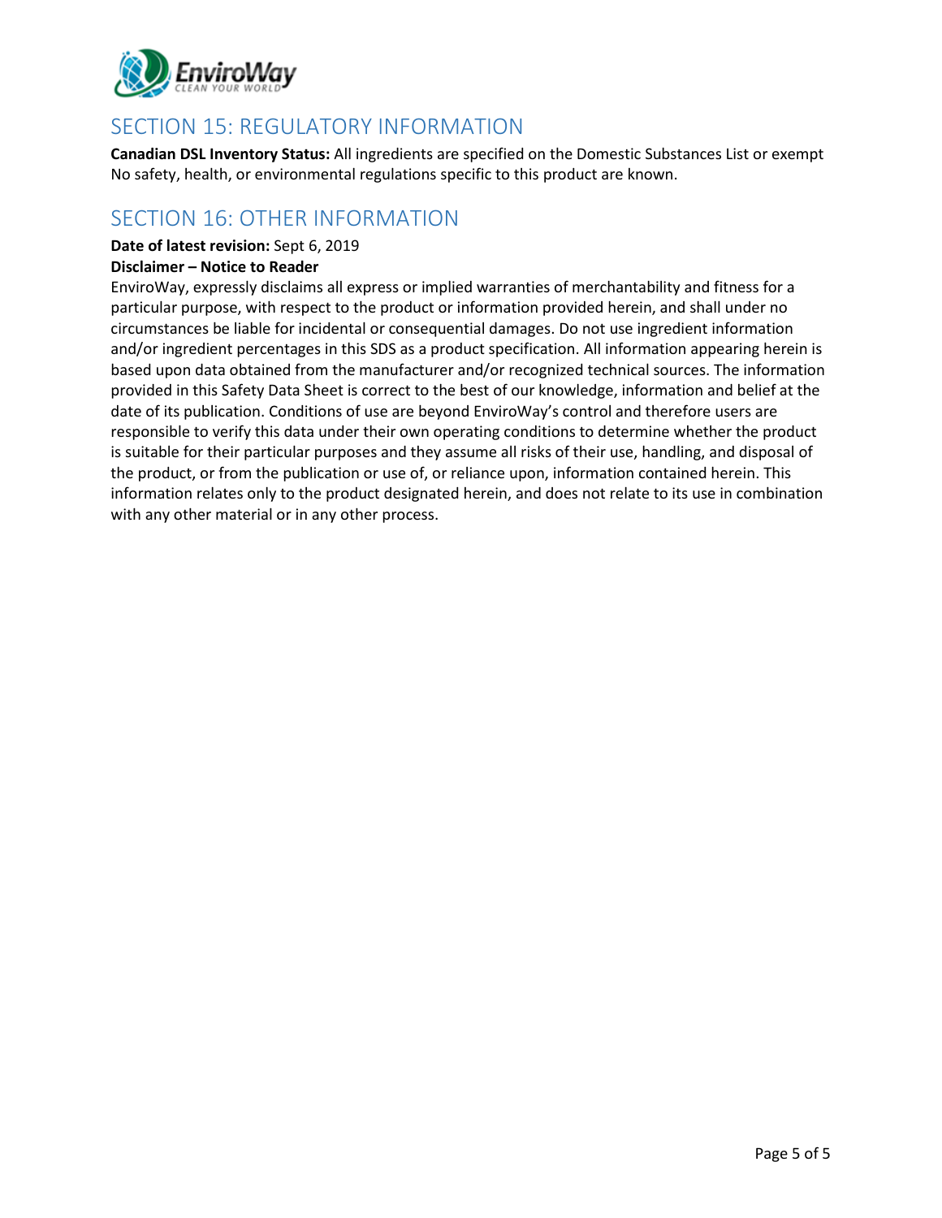## SECTION 15: REGULATORY INFORMATION

**Canadian DSL Inventory Status:** All ingredients are specified on the Domestic Substances List or exempt
No safety, health, or environmental regulations specific to this product are known.

## SECTION 16: OTHER INFORMATION

**Date of latest revision:** Sept 6, 2019

**Disclaimer – Notice to Reader**

EnviroWay, expressly disclaims all express or implied warranties of merchantability and fitness for a particular purpose, with respect to the product or information provided herein, and shall under no circumstances be liable for incidental or consequential damages. Do not use ingredient information and/or ingredient percentages in this SDS as a product specification. All information appearing herein is based upon data obtained from the manufacturer and/or recognized technical sources. The information provided in this Safety Data Sheet is correct to the best of our knowledge, information and belief at the date of its publication. Conditions of use are beyond EnviroWay's control and therefore users are responsible to verify this data under their own operating conditions to determine whether the product is suitable for their particular purposes and they assume all risks of their use, handling, and disposal of the product, or from the publication or use of, or reliance upon, information contained herein. This information relates only to the product designated herein, and does not relate to its use in combination with any other material or in any other process.